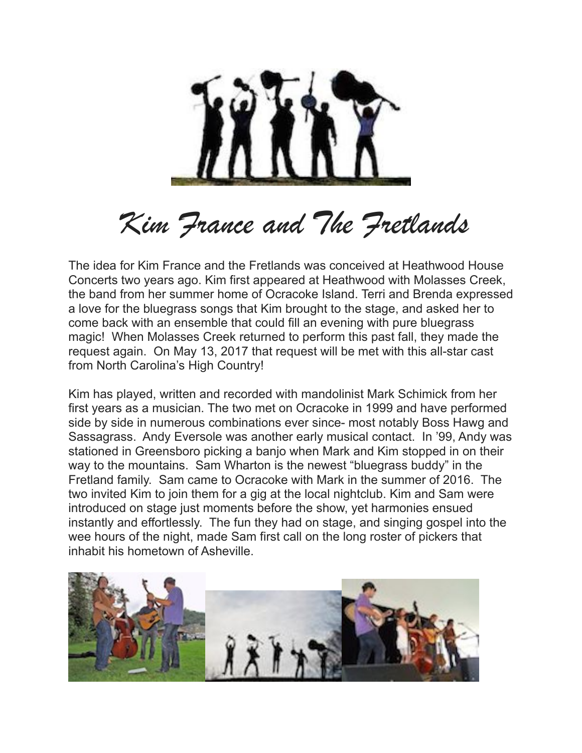# *Kim France and The Fretlands*

The idea for Kim France and the Fretlands was conceived at Heathwood House Concerts two years ago. Kim first appeared at Heathwood with Molasses Creek, the band from her summer home of Ocracoke Island. Terri and Brenda expressed a love for the bluegrass songs that Kim brought to the stage, and asked her to come back with an ensemble that could fill an evening with pure bluegrass magic! When Molasses Creek returned to perform this past fall, they made the request again. On May 13, 2017 that request will be met with this all-star cast from North Carolina's High Country!

Kim has played, written and recorded with mandolinist Mark Schimick from her first years as a musician. The two met on Ocracoke in 1999 and have performed side by side in numerous combinations ever since- most notably Boss Hawg and Sassagrass. Andy Eversole was another early musical contact. In '99, Andy was stationed in Greensboro picking a banjo when Mark and Kim stopped in on their way to the mountains. Sam Wharton is the newest "bluegrass buddy" in the Fretland family. Sam came to Ocracoke with Mark in the summer of 2016. The two invited Kim to join them for a gig at the local nightclub. Kim and Sam were introduced on stage just moments before the show, yet harmonies ensued instantly and effortlessly. The fun they had on stage, and singing gospel into the wee hours of the night, made Sam first call on the long roster of pickers that inhabit his hometown of Asheville.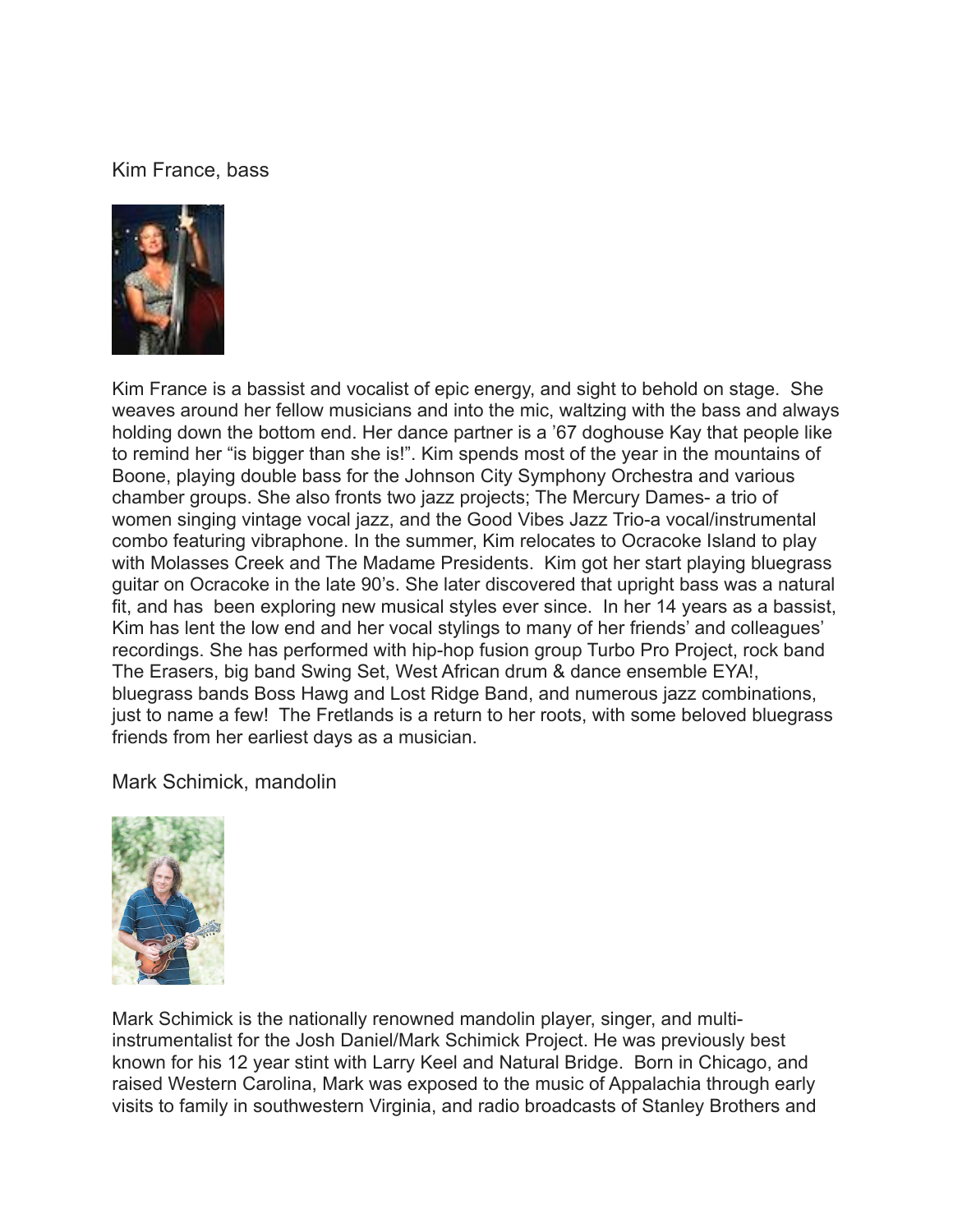Kim France, bass

Kim France is a bassist and vocalist of epic energy, and sight to behold on stage. She weaves around her fellow musicians and into the mic, waltzing with the bass and always holding down the bottom end. Her dance partner is a '67 doghouse Kay that people like to remind her "is bigger than she is!". Kim spends most of the year in the mountains of Boone, playing double bass for the Johnson City Symphony Orchestra and various chamber groups. She also fronts two jazz projects; The Mercury Dames- a trio of women singing vintage vocal jazz, and the Good Vibes Jazz Trio-a vocal/instrumental combo featuring vibraphone. In the summer, Kim relocates to Ocracoke Island to play with Molasses Creek and The Madame Presidents. Kim got her start playing bluegrass guitar on Ocracoke in the late 90's. She later discovered that upright bass was a natural fit, and has been exploring new musical styles ever since. In her 14 years as a bassist, Kim has lent the low end and her vocal stylings to many of her friends' and colleagues' recordings. She has performed with hip-hop fusion group Turbo Pro Project, rock band The Erasers, big band Swing Set, West African drum & dance ensemble EYA!, bluegrass bands Boss Hawg and Lost Ridge Band, and numerous jazz combinations, just to name a few! The Fretlands is a return to her roots, with some beloved bluegrass friends from her earliest days as a musician.

Mark Schimick, mandolin

Mark Schimick is the nationally renowned mandolin player, singer, and multi-instrumentalist for the Josh Daniel/Mark Schimick Project. He was previously best known for his 12 year stint with Larry Keel and Natural Bridge. Born in Chicago, and raised Western Carolina, Mark was exposed to the music of Appalachia through early visits to family in southwestern Virginia, and radio broadcasts of Stanley Brothers and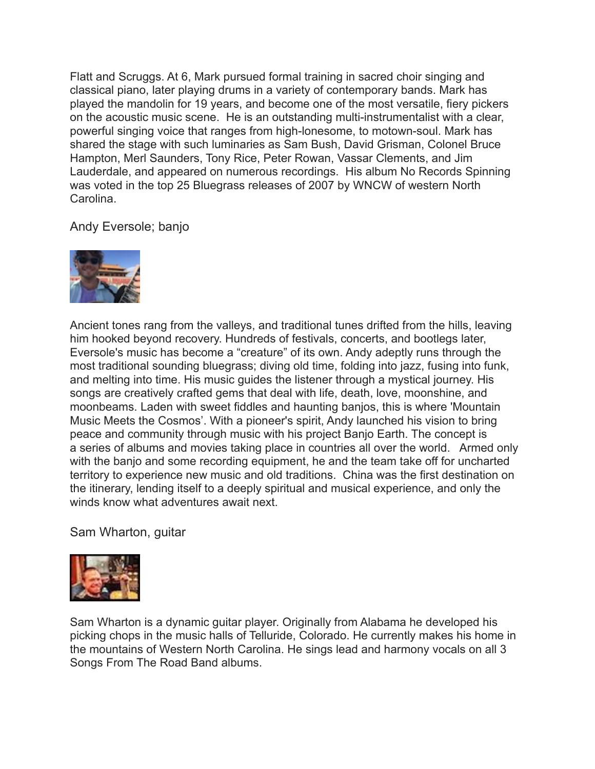Flatt and Scruggs. At 6, Mark pursued formal training in sacred choir singing and classical piano, later playing drums in a variety of contemporary bands. Mark has played the mandolin for 19 years, and become one of the most versatile, fiery pickers on the acoustic music scene. He is an outstanding multi-instrumentalist with a clear, powerful singing voice that ranges from high-lonesome, to motown-soul. Mark has shared the stage with such luminaries as Sam Bush, David Grisman, Colonel Bruce Hampton, Merl Saunders, Tony Rice, Peter Rowan, Vassar Clements, and Jim Lauderdale, and appeared on numerous recordings. His album No Records Spinning was voted in the top 25 Bluegrass releases of 2007 by WNCW of western North Carolina.

Andy Eversole; banjo

Ancient tones rang from the valleys, and traditional tunes drifted from the hills, leaving him hooked beyond recovery. Hundreds of festivals, concerts, and bootlegs later, Eversole's music has become a "creature" of its own. Andy adeptly runs through the most traditional sounding bluegrass; diving old time, folding into jazz, fusing into funk, and melting into time. His music guides the listener through a mystical journey. His songs are creatively crafted gems that deal with life, death, love, moonshine, and moonbeams. Laden with sweet fiddles and haunting banjos, this is where 'Mountain Music Meets the Cosmos'. With a pioneer's spirit, Andy launched his vision to bring peace and community through music with his project Banjo Earth. The concept is a series of albums and movies taking place in countries all over the world. Armed only with the banjo and some recording equipment, he and the team take off for uncharted territory to experience new music and old traditions. China was the first destination on the itinerary, lending itself to a deeply spiritual and musical experience, and only the winds know what adventures await next.

Sam Wharton, guitar

Sam Wharton is a dynamic guitar player. Originally from Alabama he developed his picking chops in the music halls of Telluride, Colorado. He currently makes his home in the mountains of Western North Carolina. He sings lead and harmony vocals on all 3 Songs From The Road Band albums.